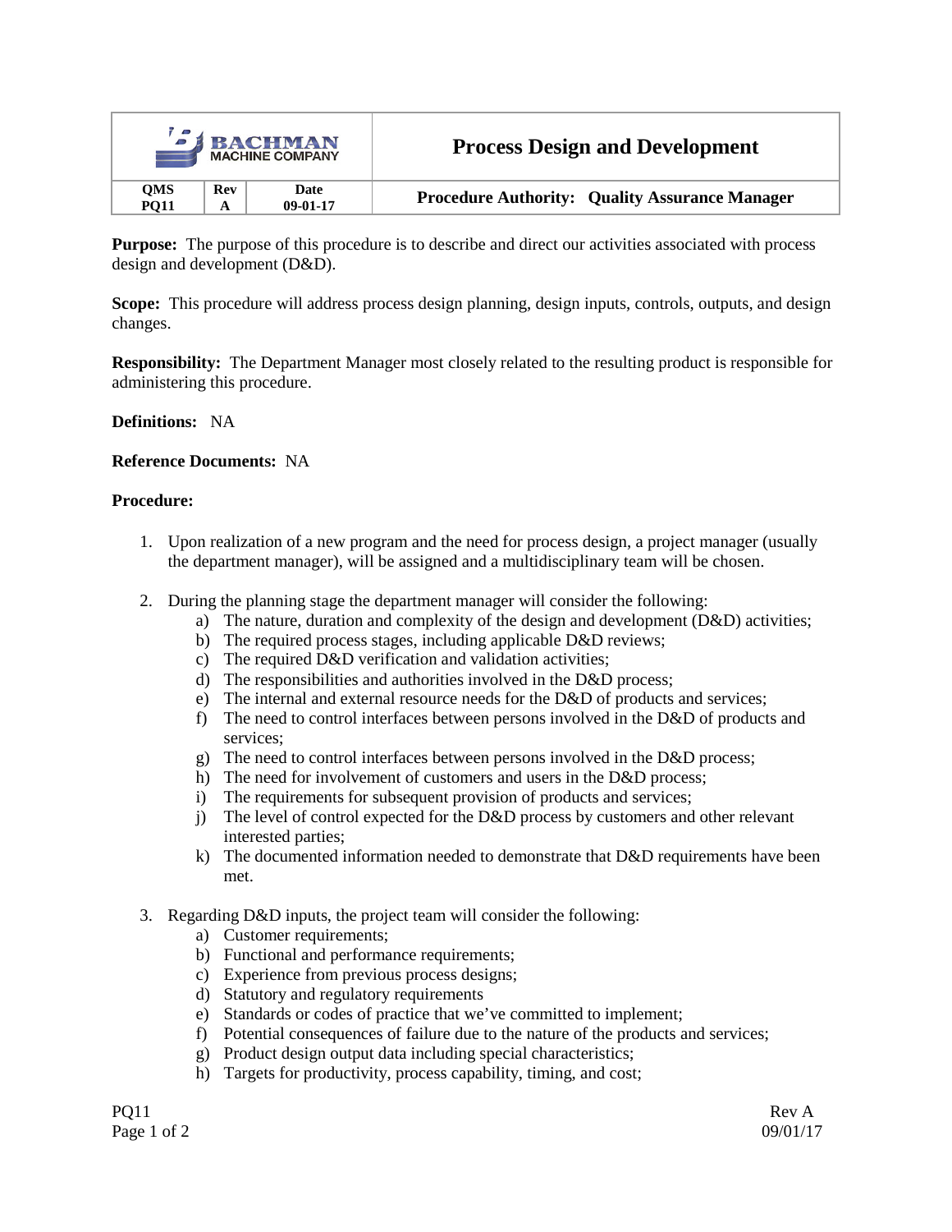| BACHMAN MACHINE COMPANY | | | Process Design and Development |
|---|---|---|---|
| **QMS PQ11** | **Rev A** | **Date 09-01-17** | **Procedure Authority: Quality Assurance Manager** |

**Purpose:** The purpose of this procedure is to describe and direct our activities associated with process design and development (D&D).

**Scope:** This procedure will address process design planning, design inputs, controls, outputs, and design changes.

**Responsibility:** The Department Manager most closely related to the resulting product is responsible for administering this procedure.

**Definitions:** NA

**Reference Documents:** NA

**Procedure:**

1. Upon realization of a new program and the need for process design, a project manager (usually the department manager), will be assigned and a multidisciplinary team will be chosen.

2. During the planning stage the department manager will consider the following:
   a) The nature, duration and complexity of the design and development (D&D) activities;
   b) The required process stages, including applicable D&D reviews;
   c) The required D&D verification and validation activities;
   d) The responsibilities and authorities involved in the D&D process;
   e) The internal and external resource needs for the D&D of products and services;
   f) The need to control interfaces between persons involved in the D&D of products and services;
   g) The need to control interfaces between persons involved in the D&D process;
   h) The need for involvement of customers and users in the D&D process;
   i) The requirements for subsequent provision of products and services;
   j) The level of control expected for the D&D process by customers and other relevant interested parties;
   k) The documented information needed to demonstrate that D&D requirements have been met.

3. Regarding D&D inputs, the project team will consider the following:
   a) Customer requirements;
   b) Functional and performance requirements;
   c) Experience from previous process designs;
   d) Statutory and regulatory requirements
   e) Standards or codes of practice that we've committed to implement;
   f) Potential consequences of failure due to the nature of the products and services;
   g) Product design output data including special characteristics;
   h) Targets for productivity, process capability, timing, and cost;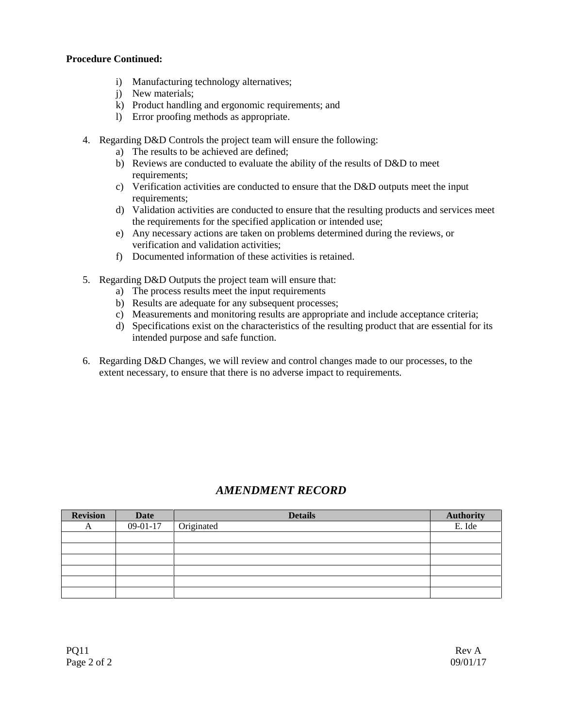**Procedure Continued:**

i) Manufacturing technology alternatives;
j) New materials;
k) Product handling and ergonomic requirements; and
l) Error proofing methods as appropriate.

4. Regarding D&D Controls the project team will ensure the following:
    a) The results to be achieved are defined;
    b) Reviews are conducted to evaluate the ability of the results of D&D to meet requirements;
    c) Verification activities are conducted to ensure that the D&D outputs meet the input requirements;
    d) Validation activities are conducted to ensure that the resulting products and services meet the requirements for the specified application or intended use;
    e) Any necessary actions are taken on problems determined during the reviews, or verification and validation activities;
    f) Documented information of these activities is retained.

5. Regarding D&D Outputs the project team will ensure that:
    a) The process results meet the input requirements
    b) Results are adequate for any subsequent processes;
    c) Measurements and monitoring results are appropriate and include acceptance criteria;
    d) Specifications exist on the characteristics of the resulting product that are essential for its intended purpose and safe function.

6. Regarding D&D Changes, we will review and control changes made to our processes, to the extent necessary, to ensure that there is no adverse impact to requirements.

## *AMENDMENT RECORD*

| Revision | Date | Details | Authority |
|---|---|---|---|
| A | 09-01-17 | Originated | E. Ide |
| | | | |
| | | | |
| | | | |
| | | | |
| | | | |
| | | | |